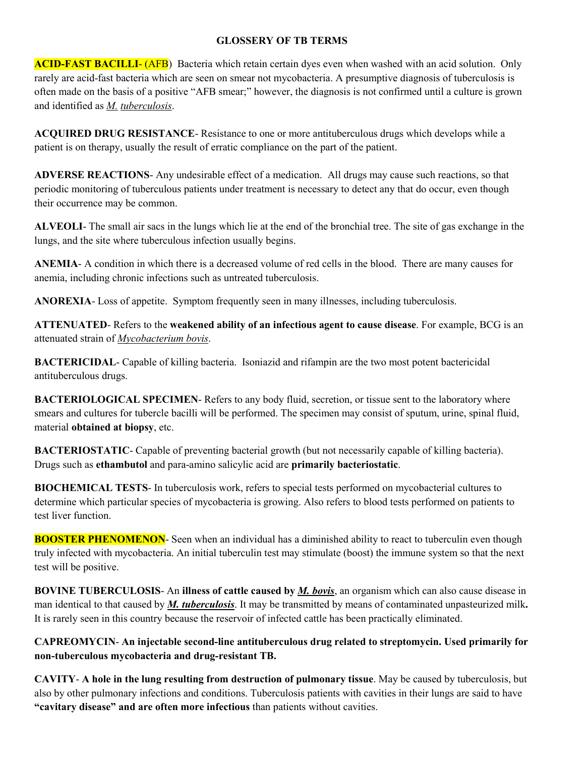# GLOSSERY OF TB TERMS

**ACID-FAST BACILLI-** (AFB) Bacteria which retain certain dyes even when washed with an acid solution. Only rarely are acid-fast bacteria which are seen on smear not mycobacteria. A presumptive diagnosis of tuberculosis is often made on the basis of a positive "AFB smear;" however, the diagnosis is not confirmed until a culture is grown and identified as *M. tuberculosis*.

**ACQUIRED DRUG RESISTANCE**- Resistance to one or more antituberculous drugs which develops while a patient is on therapy, usually the result of erratic compliance on the part of the patient.

**ADVERSE REACTIONS**- Any undesirable effect of a medication. All drugs may cause such reactions, so that periodic monitoring of tuberculous patients under treatment is necessary to detect any that do occur, even though their occurrence may be common.

**ALVEOLI**- The small air sacs in the lungs which lie at the end of the bronchial tree. The site of gas exchange in the lungs, and the site where tuberculous infection usually begins.

**ANEMIA**- A condition in which there is a decreased volume of red cells in the blood. There are many causes for anemia, including chronic infections such as untreated tuberculosis.

**ANOREXIA**- Loss of appetite. Symptom frequently seen in many illnesses, including tuberculosis.

**ATTENUATED**- Refers to the **weakened ability of an infectious agent to cause disease**. For example, BCG is an attenuated strain of *Mycobacterium bovis*.

**BACTERICIDAL**- Capable of killing bacteria. Isoniazid and rifampin are the two most potent bactericidal antituberculous drugs.

**BACTERIOLOGICAL SPECIMEN**- Refers to any body fluid, secretion, or tissue sent to the laboratory where smears and cultures for tubercle bacilli will be performed. The specimen may consist of sputum, urine, spinal fluid, material **obtained at biopsy**, etc.

**BACTERIOSTATIC**- Capable of preventing bacterial growth (but not necessarily capable of killing bacteria). Drugs such as **ethambutol** and para-amino salicylic acid are **primarily bacteriostatic**.

**BIOCHEMICAL TESTS**- In tuberculosis work, refers to special tests performed on mycobacterial cultures to determine which particular species of mycobacteria is growing. Also refers to blood tests performed on patients to test liver function.

**BOOSTER PHENOMENON**- Seen when an individual has a diminished ability to react to tuberculin even though truly infected with mycobacteria. An initial tuberculin test may stimulate (boost) the immune system so that the next test will be positive.

**BOVINE TUBERCULOSIS**- An **illness of cattle caused by *M. bovis***, an organism which can also cause disease in man identical to that caused by ***M. tuberculosis***. It may be transmitted by means of contaminated unpasteurized milk**.** It is rarely seen in this country because the reservoir of infected cattle has been practically eliminated.

**CAPREOMYCIN- An injectable second-line antituberculous drug related to streptomycin. Used primarily for non-tuberculous mycobacteria and drug-resistant TB.**

**CAVITY**- **A hole in the lung resulting from destruction of pulmonary tissue**. May be caused by tuberculosis, but also by other pulmonary infections and conditions. Tuberculosis patients with cavities in their lungs are said to have **"cavitary disease" and are often more infectious** than patients without cavities.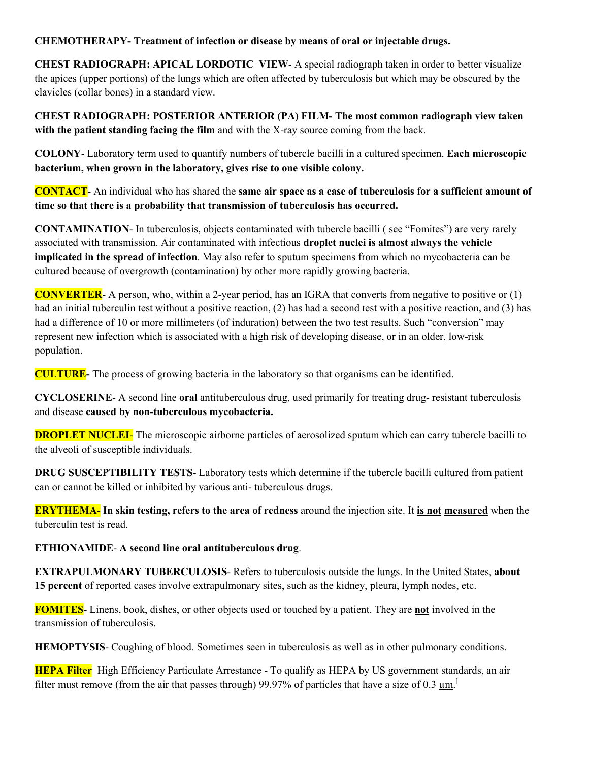**CHEMOTHERAPY- Treatment of infection or disease by means of oral or injectable drugs.**

**CHEST RADIOGRAPH: APICAL LORDOTIC VIEW**- A special radiograph taken in order to better visualize the apices (upper portions) of the lungs which are often affected by tuberculosis but which may be obscured by the clavicles (collar bones) in a standard view.

**CHEST RADIOGRAPH: POSTERIOR ANTERIOR (PA) FILM- The most common radiograph view taken with the patient standing facing the film** and with the X-ray source coming from the back.

**COLONY**- Laboratory term used to quantify numbers of tubercle bacilli in a cultured specimen. **Each microscopic bacterium, when grown in the laboratory, gives rise to one visible colony.**

**CONTACT**- An individual who has shared the **same air space as a case of tuberculosis for a sufficient amount of time so that there is a probability that transmission of tuberculosis has occurred.**

**CONTAMINATION**- In tuberculosis, objects contaminated with tubercle bacilli ( see "Fomites") are very rarely associated with transmission. Air contaminated with infectious **droplet nuclei is almost always the vehicle implicated in the spread of infection**. May also refer to sputum specimens from which no mycobacteria can be cultured because of overgrowth (contamination) by other more rapidly growing bacteria.

**CONVERTER**- A person, who, within a 2-year period, has an IGRA that converts from negative to positive or (1) had an initial tuberculin test without a positive reaction, (2) has had a second test with a positive reaction, and (3) has had a difference of 10 or more millimeters (of induration) between the two test results. Such "conversion" may represent new infection which is associated with a high risk of developing disease, or in an older, low-risk population.

**CULTURE-** The process of growing bacteria in the laboratory so that organisms can be identified.

**CYCLOSERINE**- A second line **oral** antituberculous drug, used primarily for treating drug- resistant tuberculosis and disease **caused by non-tuberculous mycobacteria.**

**DROPLET NUCLEI**- The microscopic airborne particles of aerosolized sputum which can carry tubercle bacilli to the alveoli of susceptible individuals.

**DRUG SUSCEPTIBILITY TESTS**- Laboratory tests which determine if the tubercle bacilli cultured from patient can or cannot be killed or inhibited by various anti- tuberculous drugs.

**ERYTHEMA- In skin testing, refers to the area of redness** around the injection site. It **is not measured** when the tuberculin test is read.

**ETHIONAMIDE**- **A second line oral antituberculous drug**.

**EXTRAPULMONARY TUBERCULOSIS**- Refers to tuberculosis outside the lungs. In the United States, **about 15 percent** of reported cases involve extrapulmonary sites, such as the kidney, pleura, lymph nodes, etc.

**FOMITES**- Linens, book, dishes, or other objects used or touched by a patient. They are **not** involved in the transmission of tuberculosis.

**HEMOPTYSIS**- Coughing of blood. Sometimes seen in tuberculosis as well as in other pulmonary conditions.

**HEPA Filter** High Efficiency Particulate Arrestance - To qualify as HEPA by US government standards, an air filter must remove (from the air that passes through) 99.97% of particles that have a size of 0.3 µm.[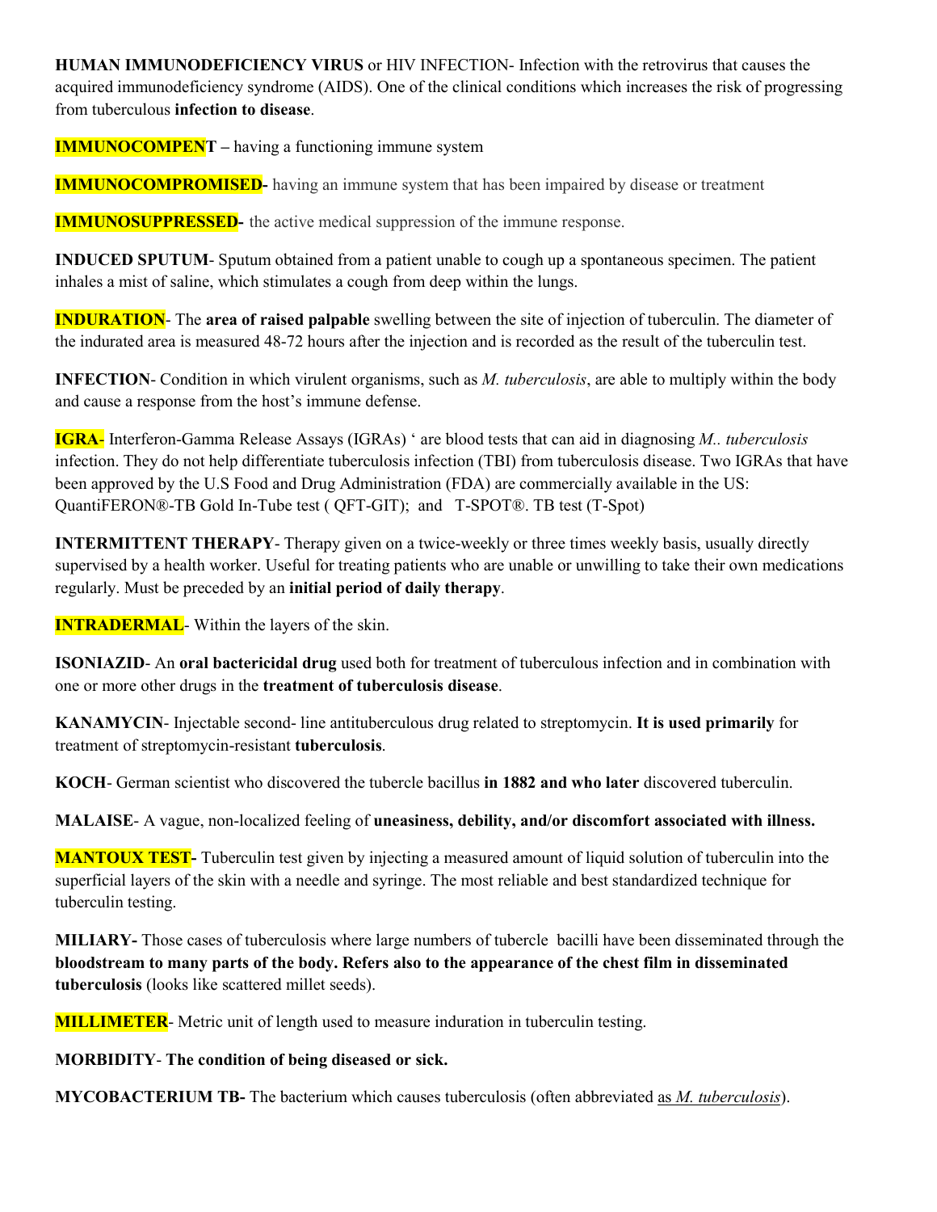**HUMAN IMMUNODEFICIENCY VIRUS** or HIV INFECTION- Infection with the retrovirus that causes the acquired immunodeficiency syndrome (AIDS). One of the clinical conditions which increases the risk of progressing from tuberculous **infection to disease**.

**IMMUNOCOMPENT –** having a functioning immune system

**IMMUNOCOMPROMISED-** having an immune system that has been impaired by disease or treatment

**IMMUNOSUPPRESSED-** the active medical suppression of the immune response.

**INDUCED SPUTUM**- Sputum obtained from a patient unable to cough up a spontaneous specimen. The patient inhales a mist of saline, which stimulates a cough from deep within the lungs.

**INDURATION**- The **area of raised palpable** swelling between the site of injection of tuberculin. The diameter of the indurated area is measured 48-72 hours after the injection and is recorded as the result of the tuberculin test.

**INFECTION**- Condition in which virulent organisms, such as *M. tuberculosis*, are able to multiply within the body and cause a response from the host's immune defense.

**IGRA-** Interferon-Gamma Release Assays (IGRAs) ' are blood tests that can aid in diagnosing *M.. tuberculosis* infection. They do not help differentiate tuberculosis infection (TBI) from tuberculosis disease. Two IGRAs that have been approved by the U.S Food and Drug Administration (FDA) are commercially available in the US: QuantiFERON®-TB Gold In-Tube test ( QFT-GIT); and T-SPOT®. TB test (T-Spot)

**INTERMITTENT THERAPY**- Therapy given on a twice-weekly or three times weekly basis, usually directly supervised by a health worker. Useful for treating patients who are unable or unwilling to take their own medications regularly. Must be preceded by an **initial period of daily therapy**.

**INTRADERMAL**- Within the layers of the skin.

**ISONIAZID**- An **oral bactericidal drug** used both for treatment of tuberculous infection and in combination with one or more other drugs in the **treatment of tuberculosis disease**.

**KANAMYCIN**- Injectable second- line antituberculous drug related to streptomycin. **It is used primarily** for treatment of streptomycin-resistant **tuberculosis**.

**KOCH**- German scientist who discovered the tubercle bacillus **in 1882 and who later** discovered tuberculin.

**MALAISE**- A vague, non-localized feeling of **uneasiness, debility, and/or discomfort associated with illness.**

**MANTOUX TEST-** Tuberculin test given by injecting a measured amount of liquid solution of tuberculin into the superficial layers of the skin with a needle and syringe. The most reliable and best standardized technique for tuberculin testing.

**MILIARY-** Those cases of tuberculosis where large numbers of tubercle bacilli have been disseminated through the **bloodstream to many parts of the body. Refers also to the appearance of the chest film in disseminated tuberculosis** (looks like scattered millet seeds).

**MILLIMETER**- Metric unit of length used to measure induration in tuberculin testing.

**MORBIDITY**- **The condition of being diseased or sick.**

**MYCOBACTERIUM TB-** The bacterium which causes tuberculosis (often abbreviated as *M. tuberculosis*).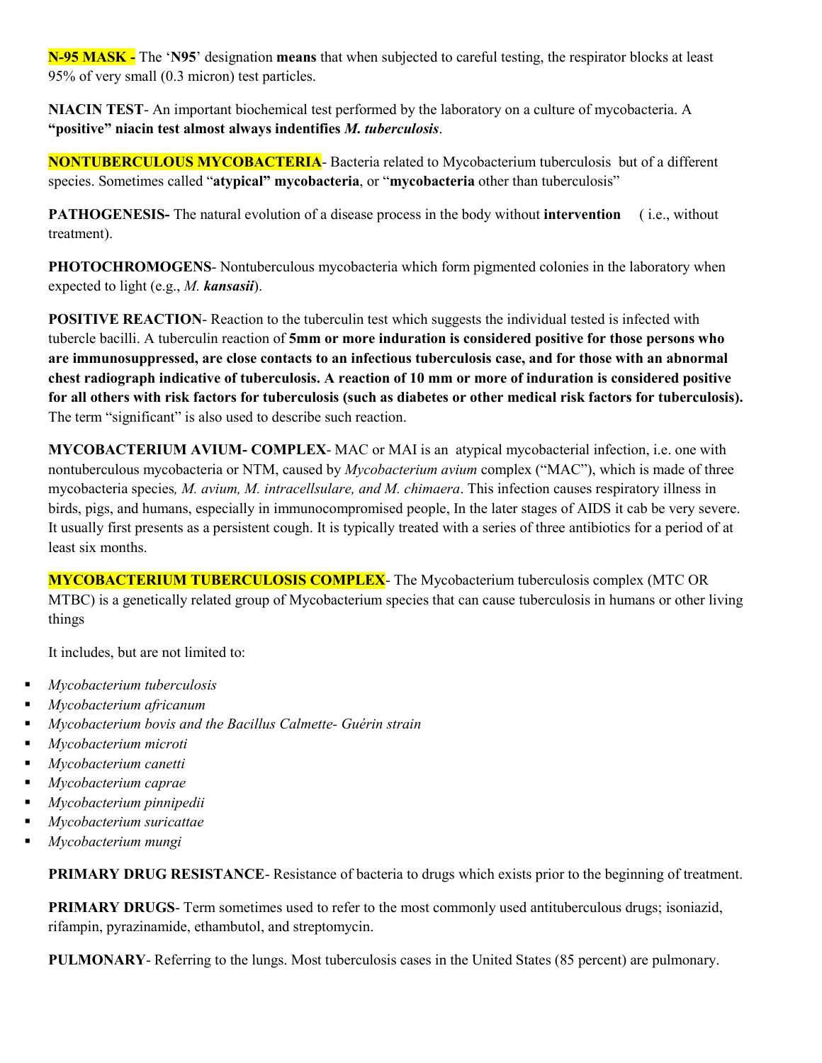**N-95 MASK -** The '**N95**' designation **means** that when subjected to careful testing, the respirator blocks at least 95% of very small (0.3 micron) test particles.

**NIACIN TEST**- An important biochemical test performed by the laboratory on a culture of mycobacteria. A **"positive" niacin test almost always indentifies *M. tuberculosis***.

**NONTUBERCULOUS MYCOBACTERIA**- Bacteria related to Mycobacterium tuberculosis but of a different species. Sometimes called "**atypical" mycobacteria**, or "**mycobacteria** other than tuberculosis"

**PATHOGENESIS-** The natural evolution of a disease process in the body without **intervention** ( i.e., without treatment).

**PHOTOCHROMOGENS**- Nontuberculous mycobacteria which form pigmented colonies in the laboratory when expected to light (e.g., *M.* ***kansasii***).

**POSITIVE REACTION**- Reaction to the tuberculin test which suggests the individual tested is infected with tubercle bacilli. A tuberculin reaction of **5mm or more induration is considered positive for those persons who are immunosuppressed, are close contacts to an infectious tuberculosis case, and for those with an abnormal chest radiograph indicative of tuberculosis. A reaction of 10 mm or more of induration is considered positive for all others with risk factors for tuberculosis (such as diabetes or other medical risk factors for tuberculosis).** The term "significant" is also used to describe such reaction.

**MYCOBACTERIUM AVIUM- COMPLEX**- MAC or MAI is an atypical mycobacterial infection, i.e. one with nontuberculous mycobacteria or NTM, caused by *Mycobacterium avium* complex ("MAC"), which is made of three mycobacteria species*, M. avium, M. intracellsulare, and M. chimaera*. This infection causes respiratory illness in birds, pigs, and humans, especially in immunocompromised people, In the later stages of AIDS it cab be very severe. It usually first presents as a persistent cough. It is typically treated with a series of three antibiotics for a period of at least six months.

**MYCOBACTERIUM TUBERCULOSIS COMPLEX**- The Mycobacterium tuberculosis complex (MTC OR MTBC) is a genetically related group of Mycobacterium species that can cause tuberculosis in humans or other living things

It includes, but are not limited to:

- *Mycobacterium tuberculosis*
- *Mycobacterium africanum*
- *Mycobacterium bovis and the Bacillus Calmette- Guérin strain*
- *Mycobacterium microti*
- *Mycobacterium canetti*
- *Mycobacterium caprae*
- *Mycobacterium pinnipedii*
- *Mycobacterium suricattae*
- *Mycobacterium mungi*

**PRIMARY DRUG RESISTANCE**- Resistance of bacteria to drugs which exists prior to the beginning of treatment.

**PRIMARY DRUGS**- Term sometimes used to refer to the most commonly used antituberculous drugs; isoniazid, rifampin, pyrazinamide, ethambutol, and streptomycin.

**PULMONARY**- Referring to the lungs. Most tuberculosis cases in the United States (85 percent) are pulmonary.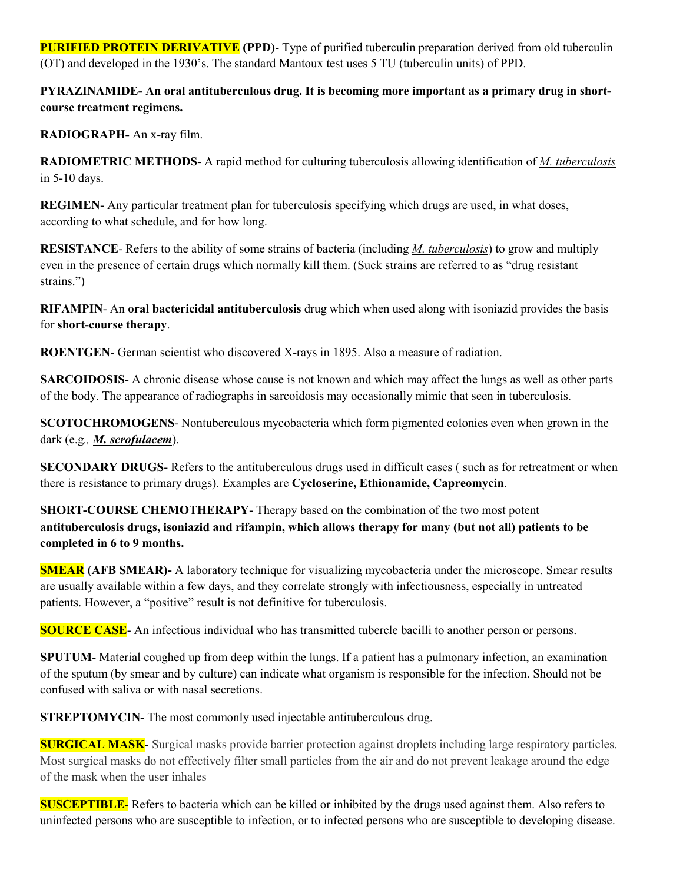**PURIFIED PROTEIN DERIVATIVE (PPD)**- Type of purified tuberculin preparation derived from old tuberculin (OT) and developed in the 1930's. The standard Mantoux test uses 5 TU (tuberculin units) of PPD.

**PYRAZINAMIDE- An oral antituberculous drug. It is becoming more important as a primary drug in short-course treatment regimens.**

**RADIOGRAPH-** An x-ray film.

**RADIOMETRIC METHODS**- A rapid method for culturing tuberculosis allowing identification of *M. tuberculosis* in 5-10 days.

**REGIMEN**- Any particular treatment plan for tuberculosis specifying which drugs are used, in what doses, according to what schedule, and for how long.

**RESISTANCE**- Refers to the ability of some strains of bacteria (including *M. tuberculosis*) to grow and multiply even in the presence of certain drugs which normally kill them. (Suck strains are referred to as "drug resistant strains.")

**RIFAMPIN**- An **oral bactericidal antituberculosis** drug which when used along with isoniazid provides the basis for **short-course therapy**.

**ROENTGEN**- German scientist who discovered X-rays in 1895. Also a measure of radiation.

**SARCOIDOSIS**- A chronic disease whose cause is not known and which may affect the lungs as well as other parts of the body. The appearance of radiographs in sarcoidosis may occasionally mimic that seen in tuberculosis.

**SCOTOCHROMOGENS**- Nontuberculous mycobacteria which form pigmented colonies even when grown in the dark (e.g., ***M. scrofulacem***).

**SECONDARY DRUGS**- Refers to the antituberculous drugs used in difficult cases ( such as for retreatment or when there is resistance to primary drugs). Examples are **Cycloserine, Ethionamide, Capreomycin**.

**SHORT-COURSE CHEMOTHERAPY**- Therapy based on the combination of the two most potent **antituberculosis drugs, isoniazid and rifampin, which allows therapy for many (but not all) patients to be completed in 6 to 9 months.**

**SMEAR (AFB SMEAR)-** A laboratory technique for visualizing mycobacteria under the microscope. Smear results are usually available within a few days, and they correlate strongly with infectiousness, especially in untreated patients. However, a "positive" result is not definitive for tuberculosis.

**SOURCE CASE**- An infectious individual who has transmitted tubercle bacilli to another person or persons.

**SPUTUM**- Material coughed up from deep within the lungs. If a patient has a pulmonary infection, an examination of the sputum (by smear and by culture) can indicate what organism is responsible for the infection. Should not be confused with saliva or with nasal secretions.

**STREPTOMYCIN-** The most commonly used injectable antituberculous drug.

**SURGICAL MASK**- Surgical masks provide barrier protection against droplets including large respiratory particles. Most surgical masks do not effectively filter small particles from the air and do not prevent leakage around the edge of the mask when the user inhales

**SUSCEPTIBLE**- Refers to bacteria which can be killed or inhibited by the drugs used against them. Also refers to uninfected persons who are susceptible to infection, or to infected persons who are susceptible to developing disease.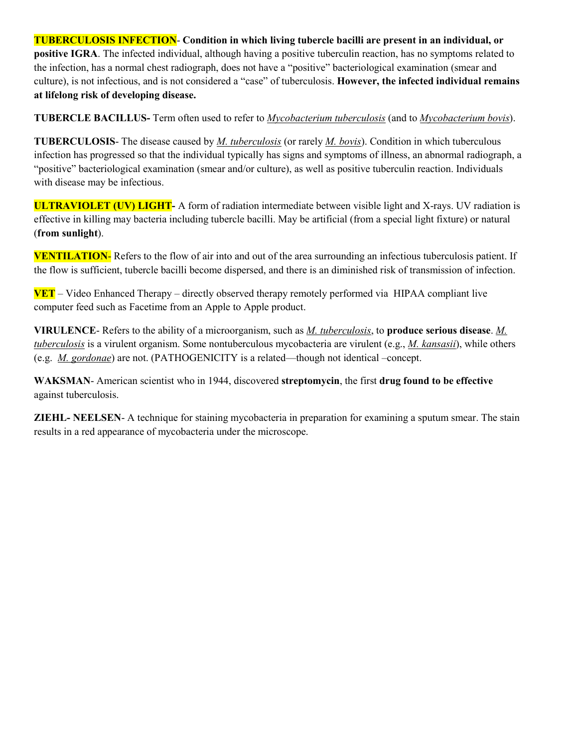**TUBERCULOSIS INFECTION**- **Condition in which living tubercle bacilli are present in an individual, or positive IGRA**. The infected individual, although having a positive tuberculin reaction, has no symptoms related to the infection, has a normal chest radiograph, does not have a "positive" bacteriological examination (smear and culture), is not infectious, and is not considered a "case" of tuberculosis. **However, the infected individual remains at lifelong risk of developing disease.**

**TUBERCLE BACILLUS-** Term often used to refer to *Mycobacterium tuberculosis* (and to *Mycobacterium bovis*).

**TUBERCULOSIS**- The disease caused by *M. tuberculosis* (or rarely *M. bovis*). Condition in which tuberculous infection has progressed so that the individual typically has signs and symptoms of illness, an abnormal radiograph, a "positive" bacteriological examination (smear and/or culture), as well as positive tuberculin reaction. Individuals with disease may be infectious.

**ULTRAVIOLET (UV) LIGHT-** A form of radiation intermediate between visible light and X-rays. UV radiation is effective in killing may bacteria including tubercle bacilli. May be artificial (from a special light fixture) or natural (**from sunlight**).

**VENTILATION**- Refers to the flow of air into and out of the area surrounding an infectious tuberculosis patient. If the flow is sufficient, tubercle bacilli become dispersed, and there is an diminished risk of transmission of infection.

**VET** – Video Enhanced Therapy – directly observed therapy remotely performed via HIPAA compliant live computer feed such as Facetime from an Apple to Apple product.

**VIRULENCE**- Refers to the ability of a microorganism, such as *M. tuberculosis*, to **produce serious disease**. *M. tuberculosis* is a virulent organism. Some nontuberculous mycobacteria are virulent (e.g., *M. kansasii*), while others (e.g. *M. gordonae*) are not. (PATHOGENICITY is a related—though not identical –concept.

**WAKSMAN**- American scientist who in 1944, discovered **streptomycin**, the first **drug found to be effective** against tuberculosis.

**ZIEHL- NEELSEN**- A technique for staining mycobacteria in preparation for examining a sputum smear. The stain results in a red appearance of mycobacteria under the microscope.